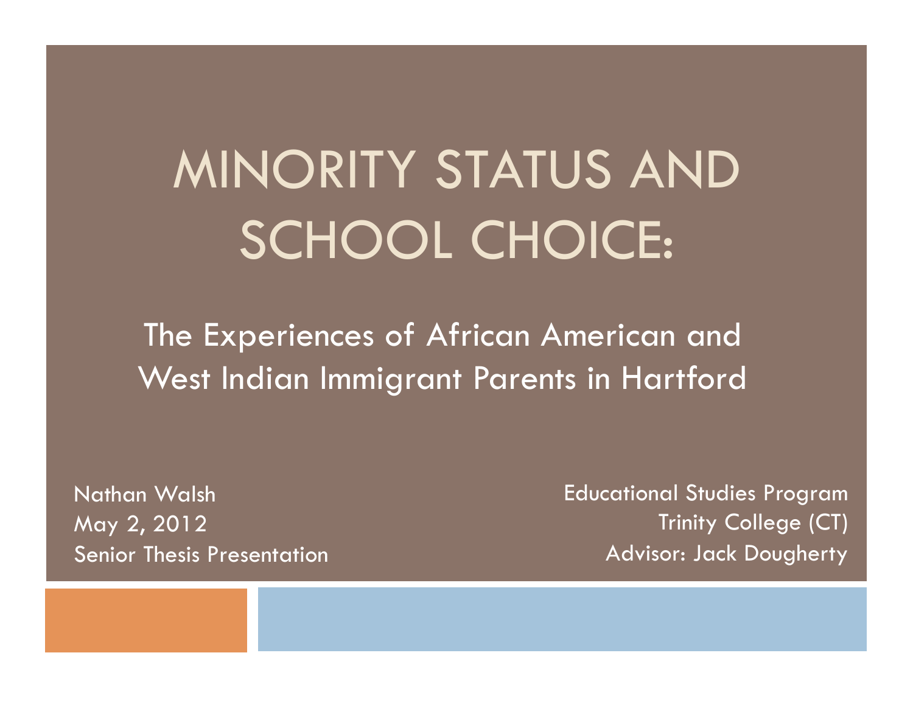# MINORITY STATUS AND SCHOOL CHOICE:

## The Experiences of African American and West Indian Immigrant Parents in Hartford

Nathan Walsh
May 2, 2012
Senior Thesis Presentation

Educational Studies Program
Trinity College (CT)
Advisor: Jack Dougherty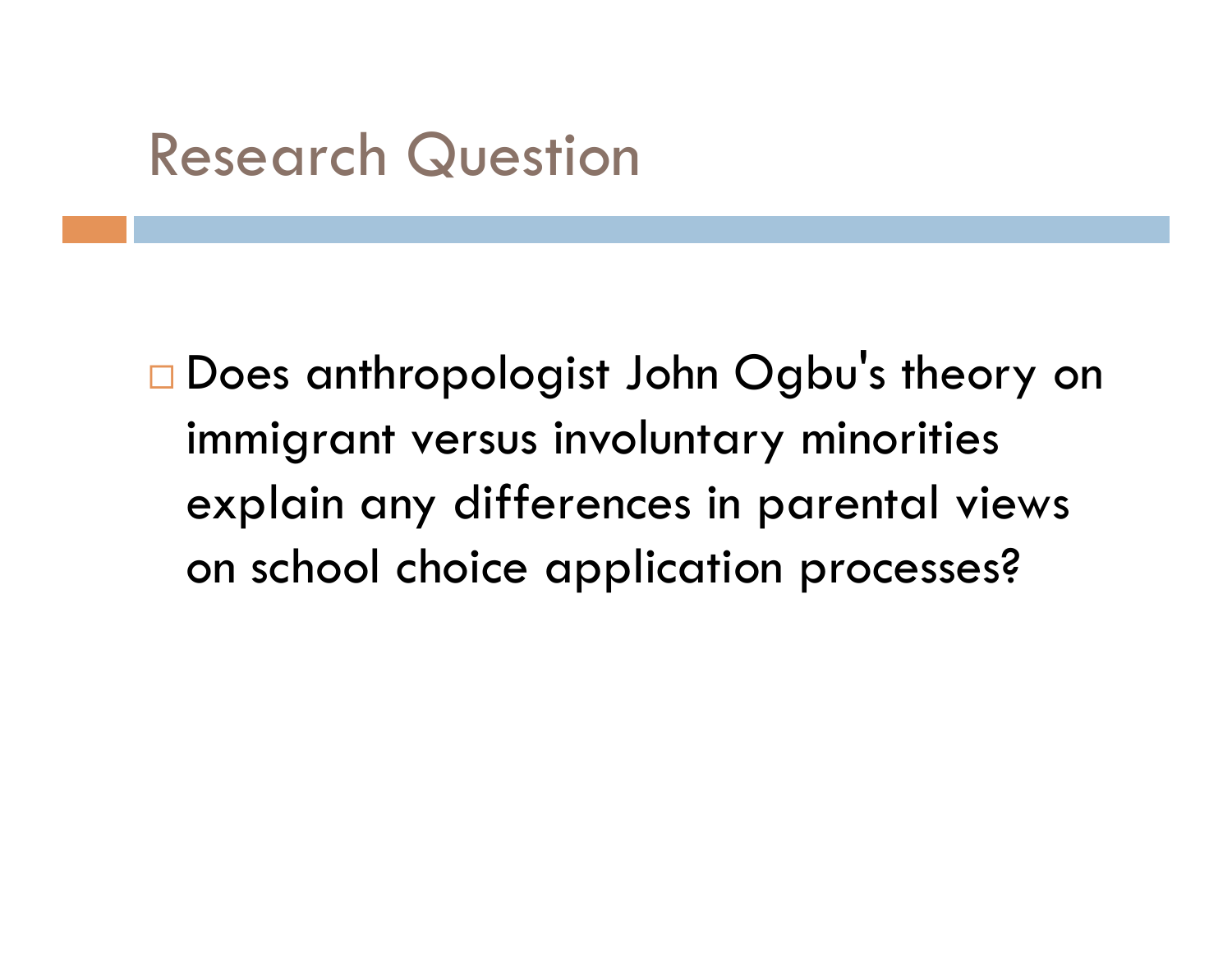# Research Question

- Does anthropologist John Ogbu's theory on immigrant versus involuntary minorities explain any differences in parental views on school choice application processes?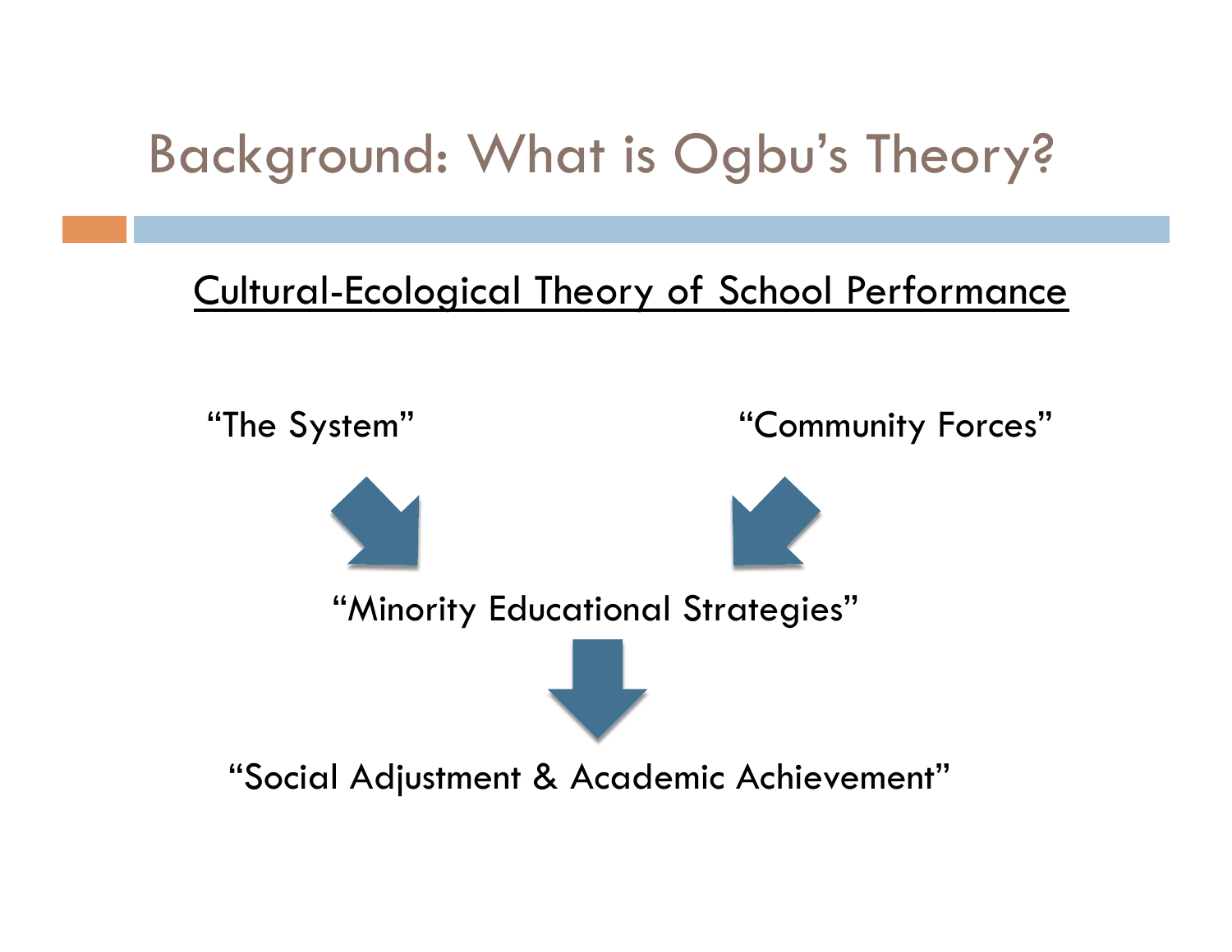# Background: What is Ogbu's Theory?

<u>Cultural-Ecological Theory of School Performance</u>

"The System"

"Community Forces"

"Minority Educational Strategies"

"Social Adjustment & Academic Achievement"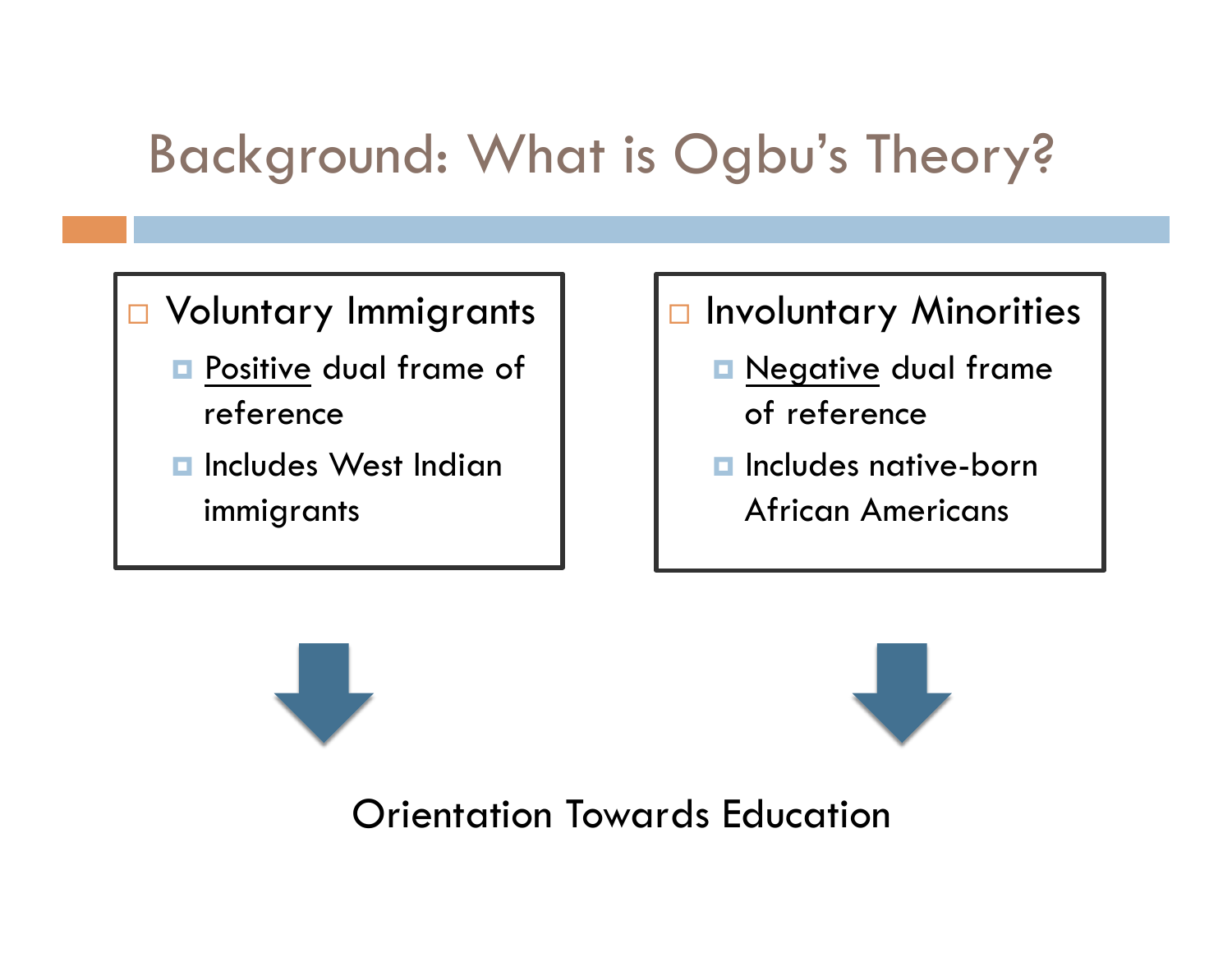# Background: What is Ogbu's Theory?

- Voluntary Immigrants
  - Positive dual frame of reference
  - Includes West Indian immigrants

- Involuntary Minorities
  - Negative dual frame of reference
  - Includes native-born African Americans

Orientation Towards Education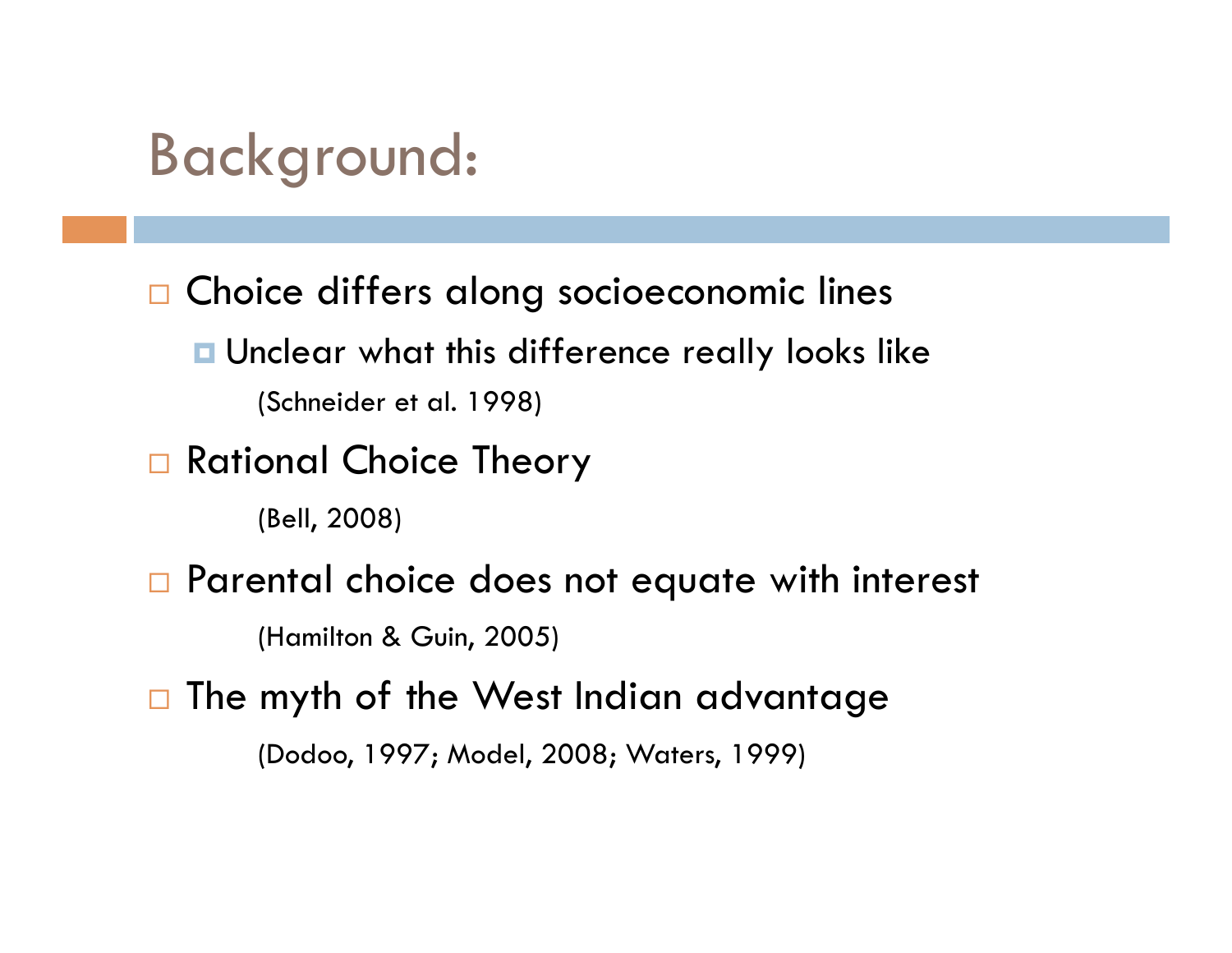# Background:

- Choice differs along socioeconomic lines
  - Unclear what this difference really looks like

    (Schneider et al. 1998)

- Rational Choice Theory

  (Bell, 2008)

- Parental choice does not equate with interest

  (Hamilton & Guin, 2005)

- The myth of the West Indian advantage

  (Dodoo, 1997; Model, 2008; Waters, 1999)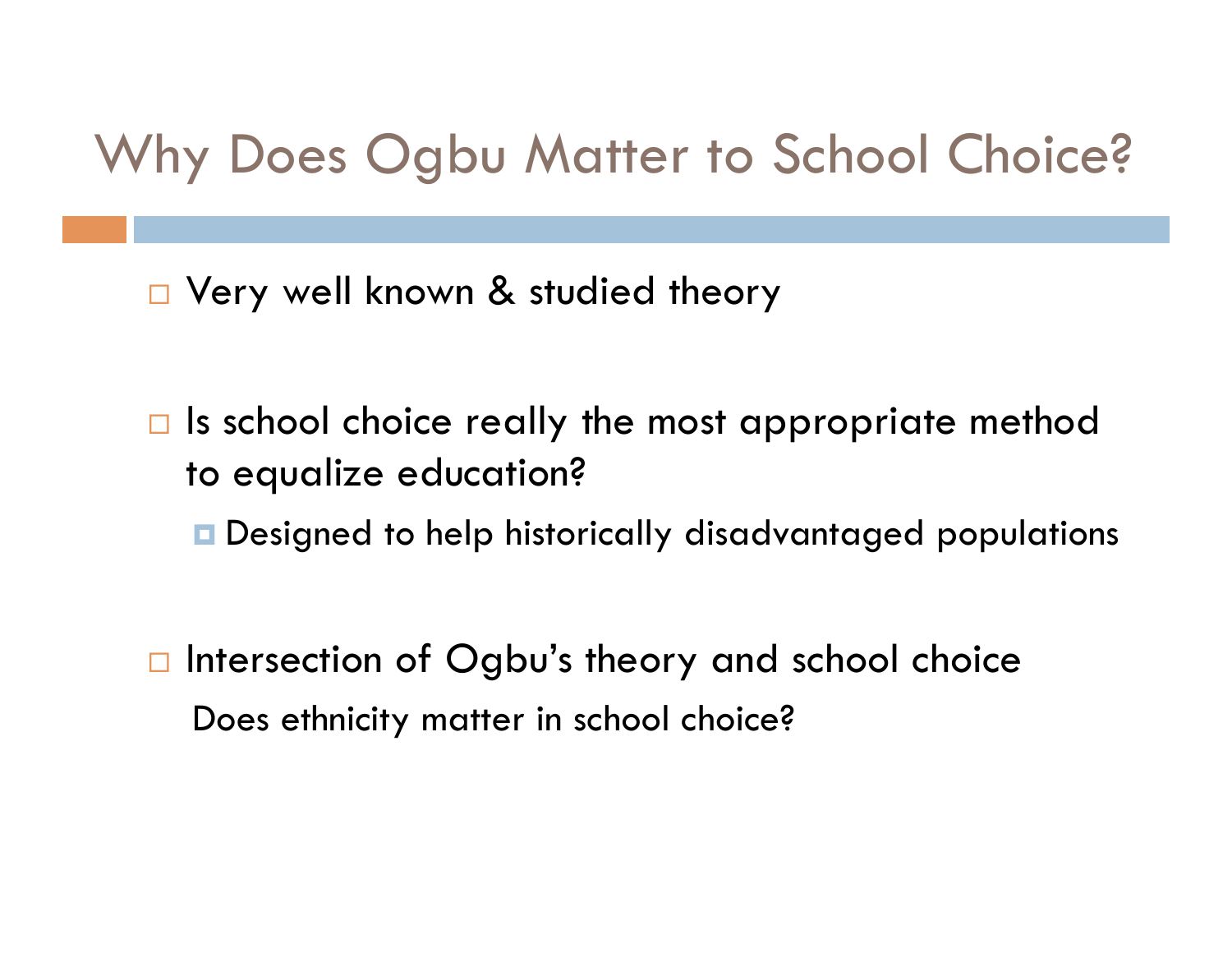# Why Does Ogbu Matter to School Choice?

- Very well known & studied theory

- Is school choice really the most appropriate method to equalize education?
  - Designed to help historically disadvantaged populations

- Intersection of Ogbu's theory and school choice

  Does ethnicity matter in school choice?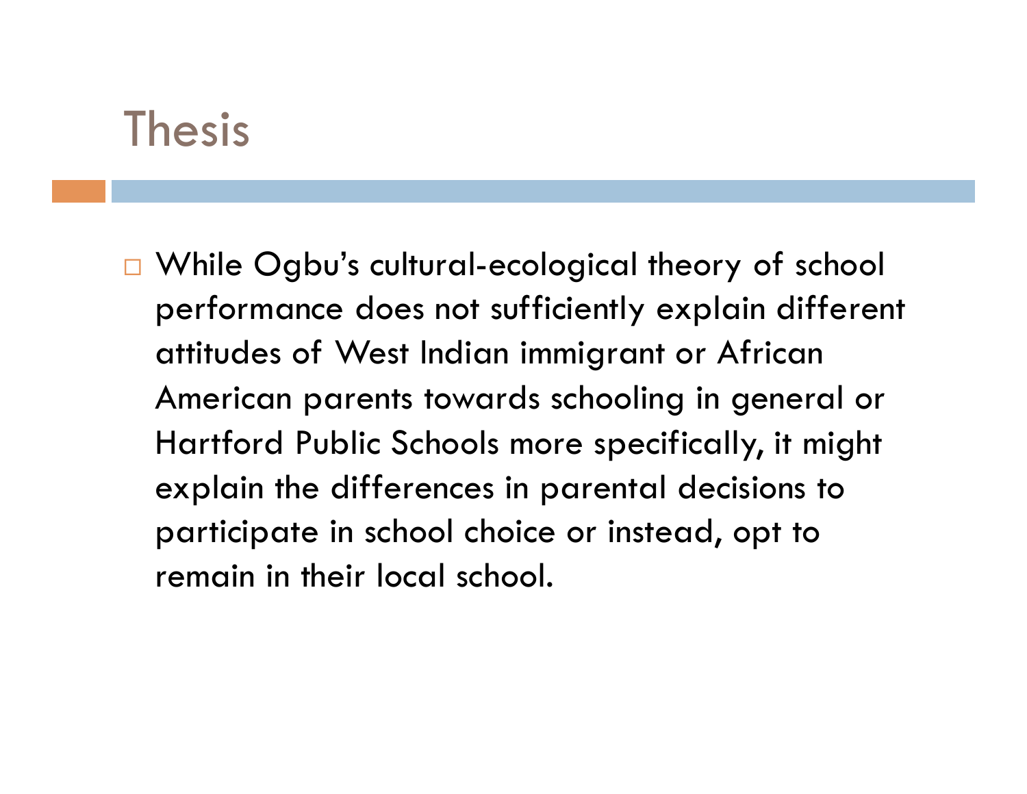# Thesis

- While Ogbu's cultural-ecological theory of school performance does not sufficiently explain different attitudes of West Indian immigrant or African American parents towards schooling in general or Hartford Public Schools more specifically, it might explain the differences in parental decisions to participate in school choice or instead, opt to remain in their local school.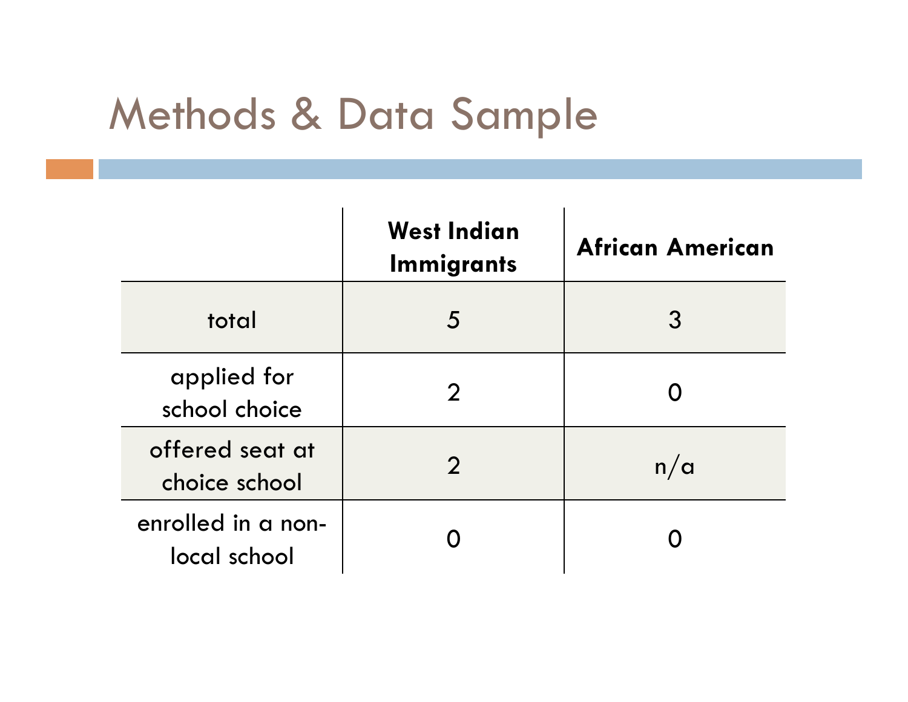# Methods & Data Sample

| | West Indian Immigrants | African American |
|---|---|---|
| total | 5 | 3 |
| applied for school choice | 2 | 0 |
| offered seat at choice school | 2 | n/a |
| enrolled in a non-local school | 0 | 0 |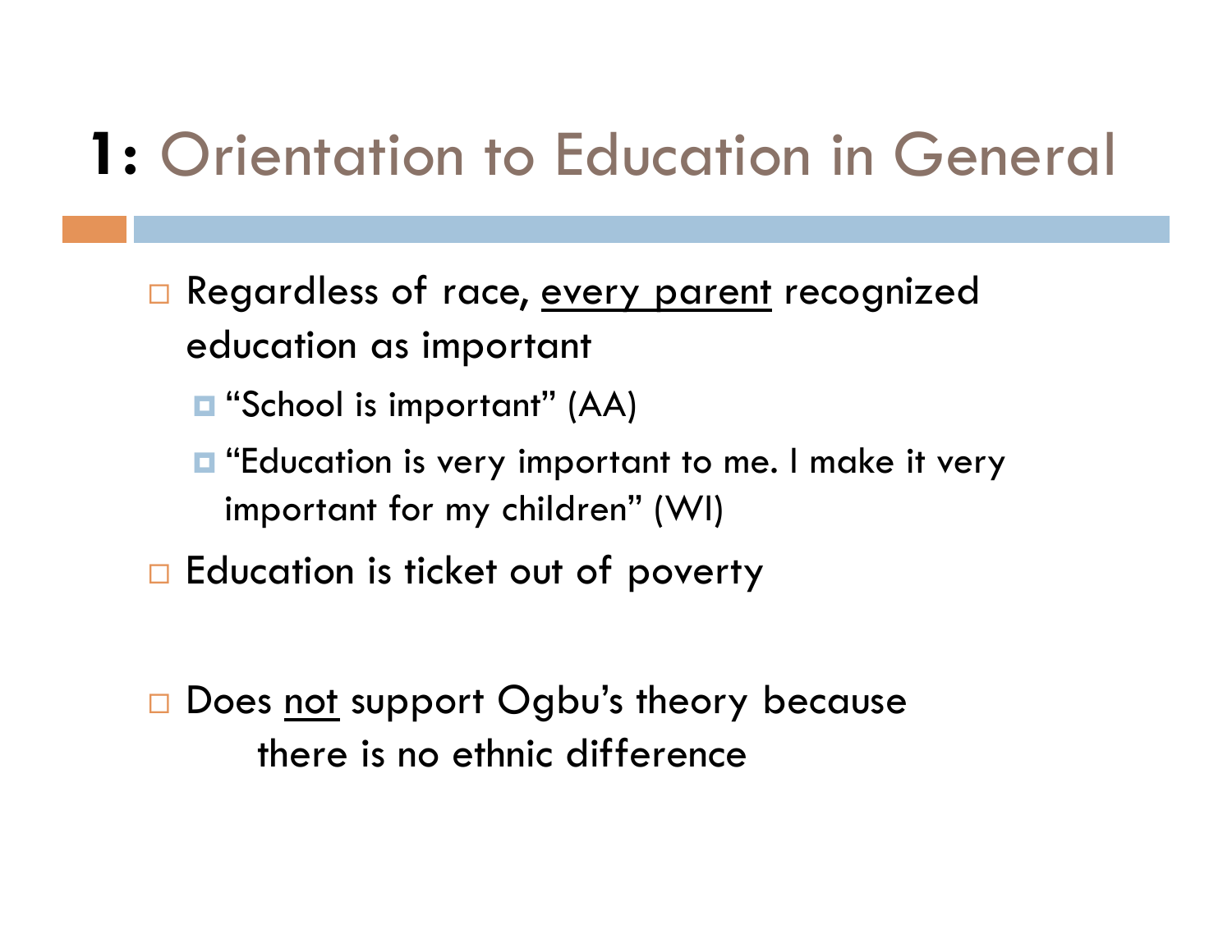# **1:** Orientation to Education in General

- Regardless of race, <u>every parent</u> recognized education as important
  - “School is important” (AA)
  - “Education is very important to me. I make it very important for my children” (WI)
- Education is ticket out of poverty

- Does <u>not</u> support Ogbu’s theory because there is no ethnic difference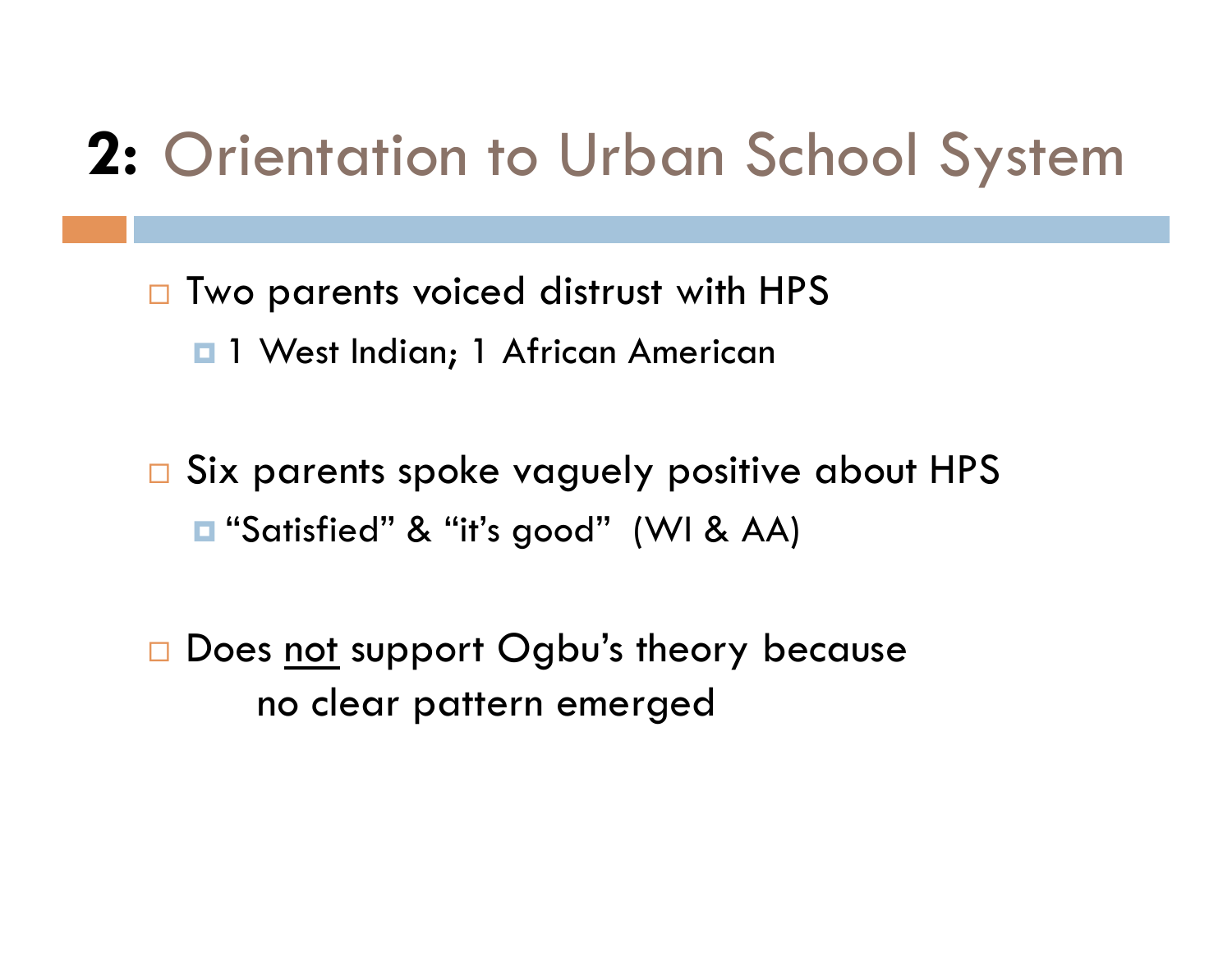# **2:** Orientation to Urban School System

- Two parents voiced distrust with HPS
  - 1 West Indian; 1 African American

- Six parents spoke vaguely positive about HPS
  - “Satisfied” & “it’s good” (WI & AA)

- Does <u>not</u> support Ogbu’s theory because
  no clear pattern emerged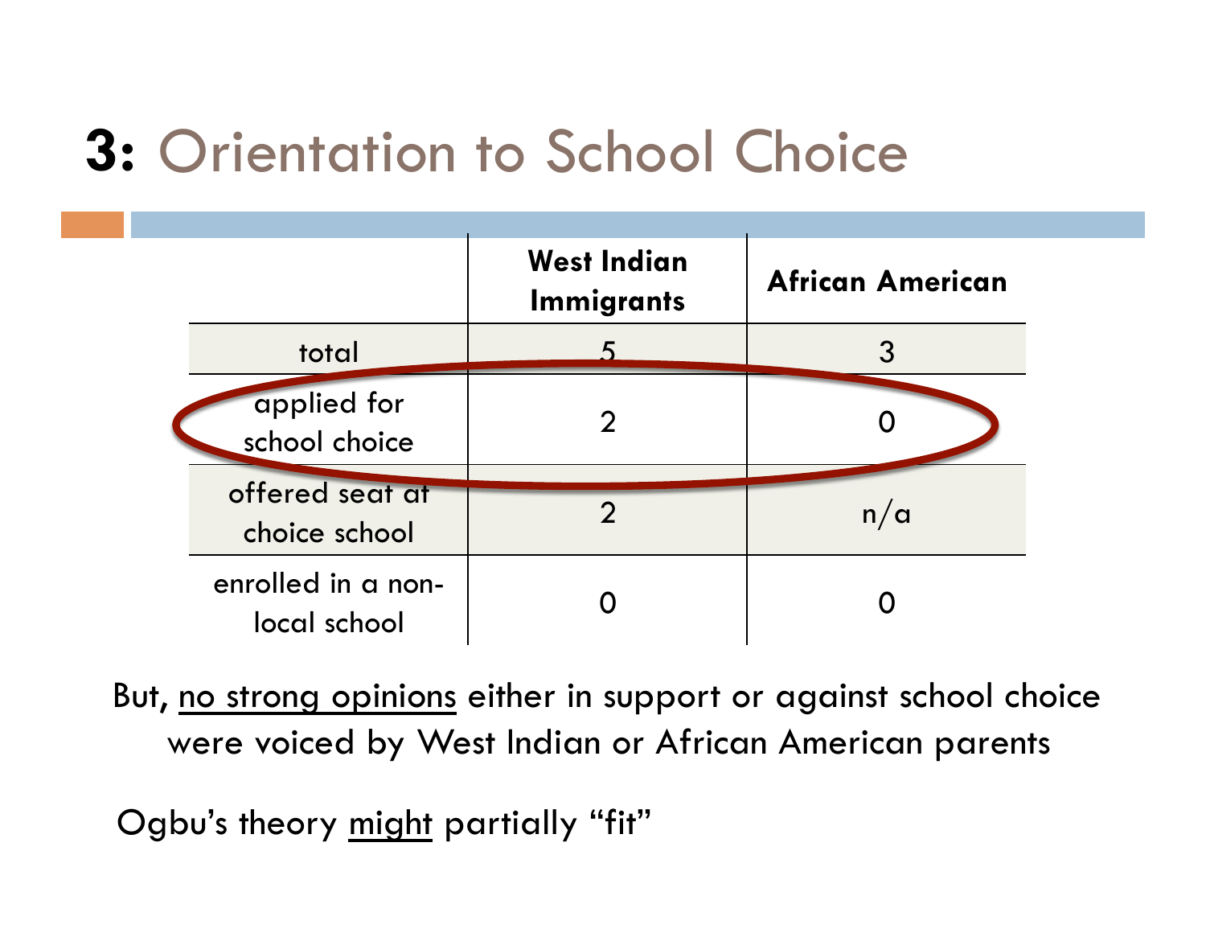# 3: Orientation to School Choice

| | West Indian Immigrants | African American |
|---|---|---|
| total | 5 | 3 |
| applied for school choice | 2 | 0 |
| offered seat at choice school | 2 | n/a |
| enrolled in a non-local school | 0 | 0 |

But, <u>no strong opinions</u> either in support or against school choice were voiced by West Indian or African American parents

Ogbu's theory <u>might</u> partially "fit"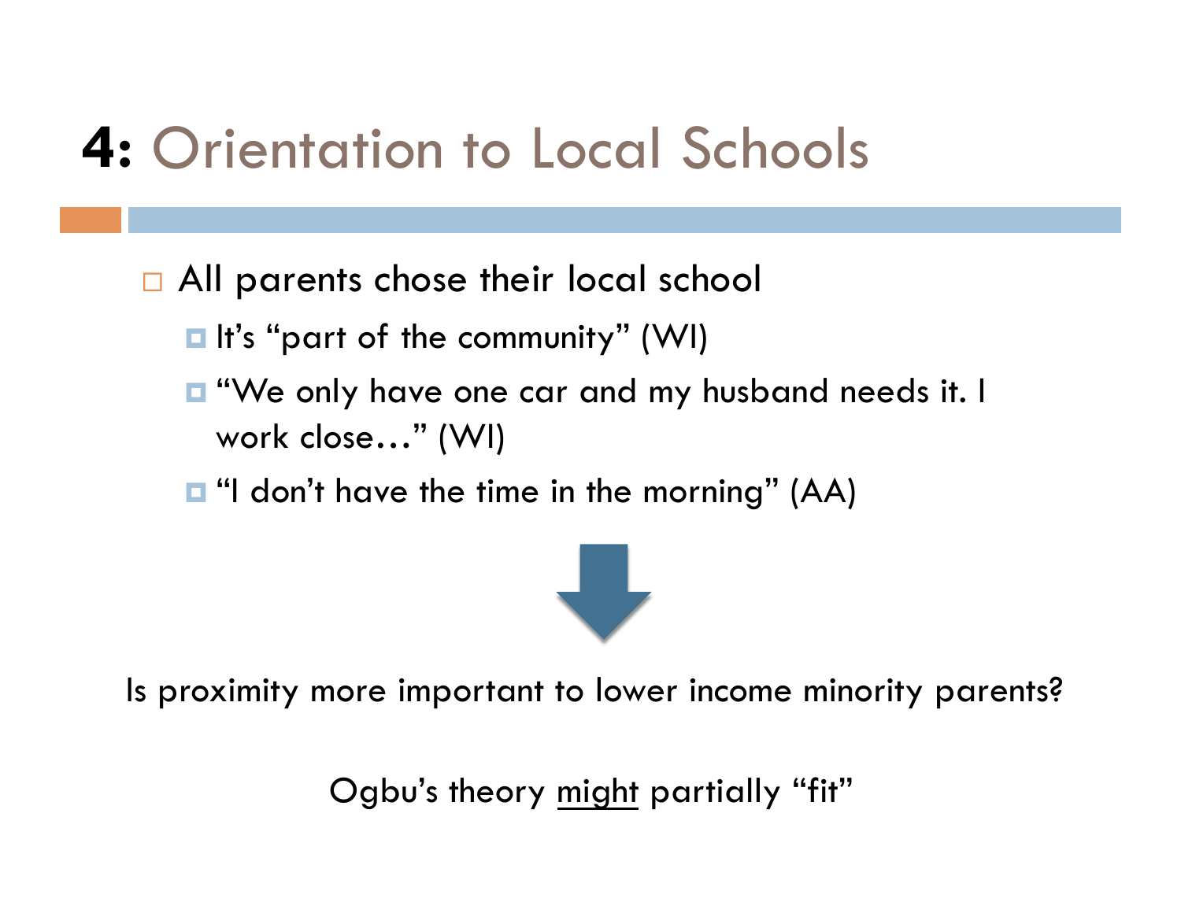# 4: Orientation to Local Schools

- All parents chose their local school
  - It's "part of the community" (WI)
  - "We only have one car and my husband needs it. I work close…" (WI)
  - "I don't have the time in the morning" (AA)

Is proximity more important to lower income minority parents?

Ogbu's theory <u>might</u> partially "fit"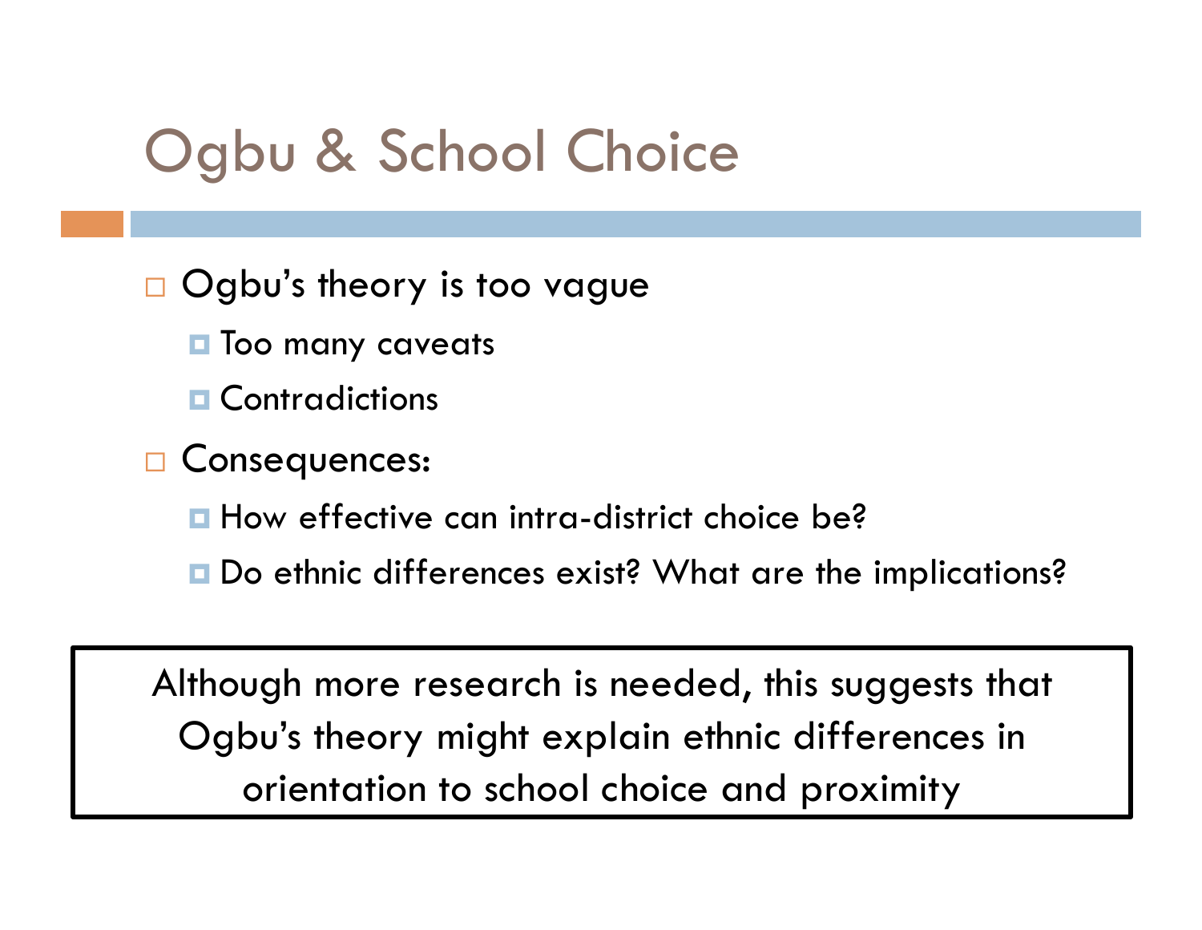# Ogbu & School Choice

- Ogbu's theory is too vague
  - Too many caveats
  - Contradictions
- Consequences:
  - How effective can intra-district choice be?
  - Do ethnic differences exist? What are the implications?

Although more research is needed, this suggests that Ogbu's theory might explain ethnic differences in orientation to school choice and proximity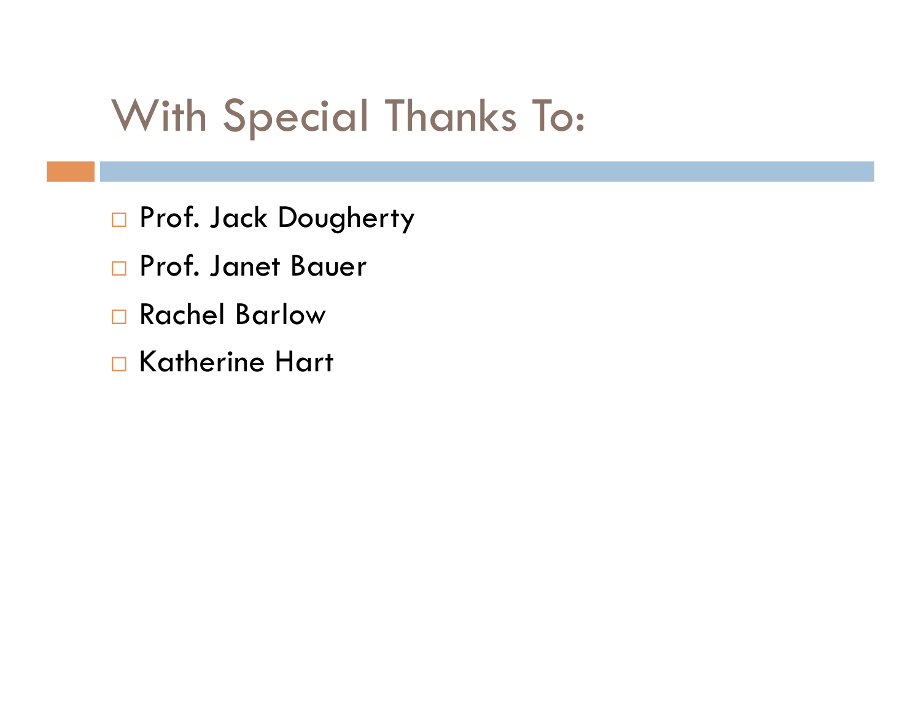# With Special Thanks To:

- Prof. Jack Dougherty
- Prof. Janet Bauer
- Rachel Barlow
- Katherine Hart